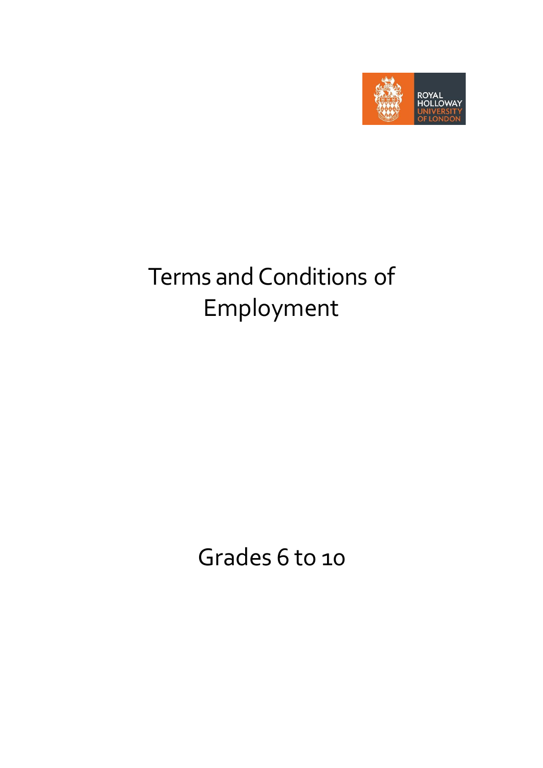ROYAL HOLLOWAY UNIVERSITY OF LONDON

# Terms and Conditions of Employment

## Grades 6 to 10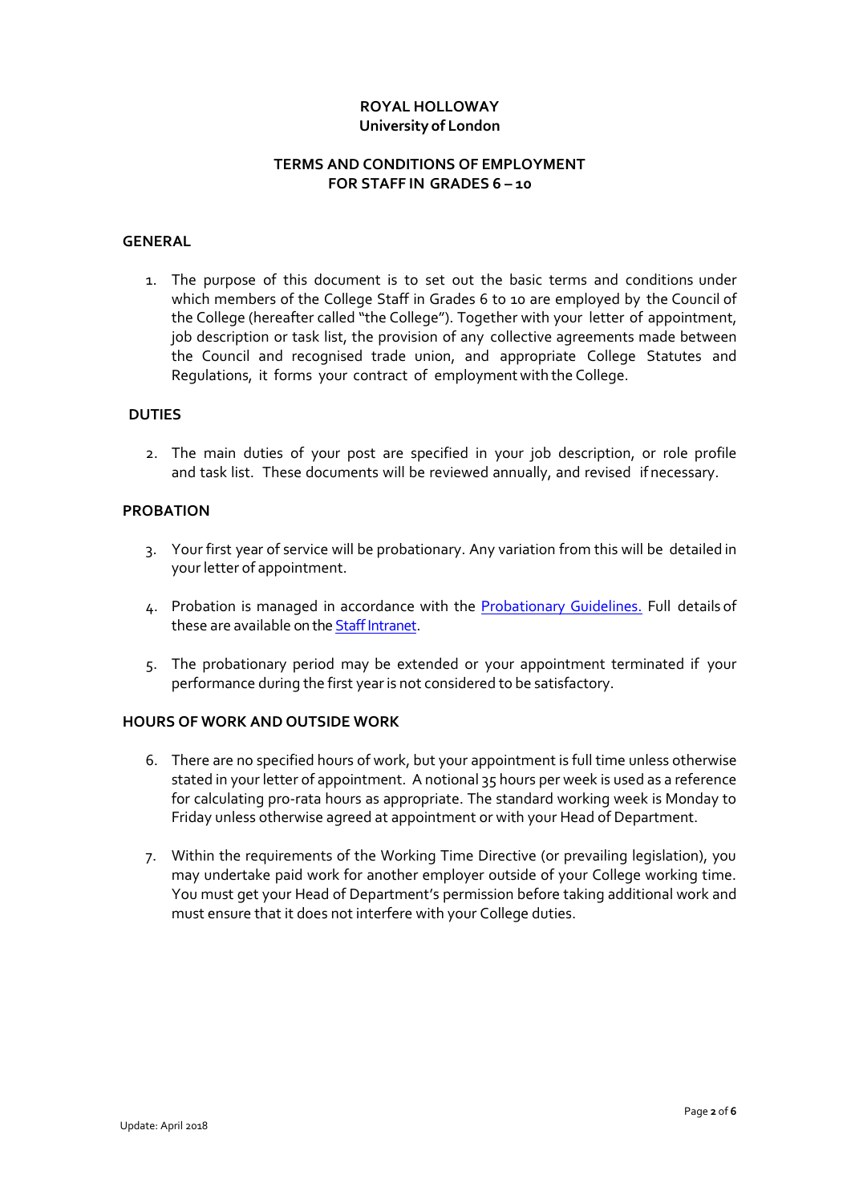**ROYAL HOLLOWAY**
**University of London**

**TERMS AND CONDITIONS OF EMPLOYMENT FOR STAFF IN GRADES 6 – 10**

## GENERAL

1. The purpose of this document is to set out the basic terms and conditions under which members of the College Staff in Grades 6 to 10 are employed by the Council of the College (hereafter called "the College"). Together with your letter of appointment, job description or task list, the provision of any collective agreements made between the Council and recognised trade union, and appropriate College Statutes and Regulations, it forms your contract of employment with the College.

## DUTIES

2. The main duties of your post are specified in your job description, or role profile and task list. These documents will be reviewed annually, and revised if necessary.

## PROBATION

3. Your first year of service will be probationary. Any variation from this will be detailed in your letter of appointment.

4. Probation is managed in accordance with the Probationary Guidelines. Full details of these are available on the Staff Intranet.

5. The probationary period may be extended or your appointment terminated if your performance during the first year is not considered to be satisfactory.

## HOURS OF WORK AND OUTSIDE WORK

6. There are no specified hours of work, but your appointment is full time unless otherwise stated in your letter of appointment. A notional 35 hours per week is used as a reference for calculating pro-rata hours as appropriate. The standard working week is Monday to Friday unless otherwise agreed at appointment or with your Head of Department.

7. Within the requirements of the Working Time Directive (or prevailing legislation), you may undertake paid work for another employer outside of your College working time. You must get your Head of Department's permission before taking additional work and must ensure that it does not interfere with your College duties.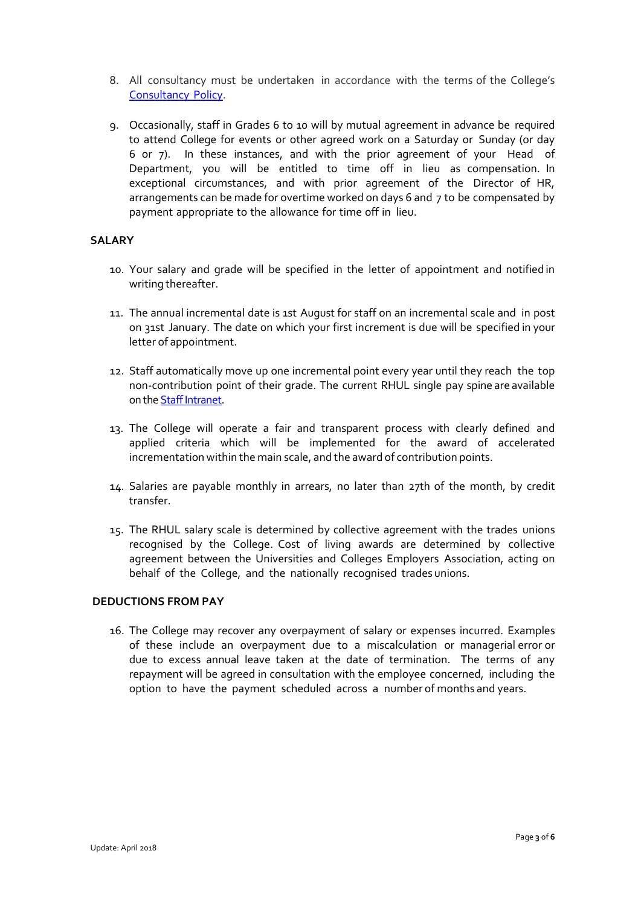8. All consultancy must be undertaken in accordance with the terms of the College's Consultancy Policy.

9. Occasionally, staff in Grades 6 to 10 will by mutual agreement in advance be required to attend College for events or other agreed work on a Saturday or Sunday (or day 6 or 7). In these instances, and with the prior agreement of your Head of Department, you will be entitled to time off in lieu as compensation. In exceptional circumstances, and with prior agreement of the Director of HR, arrangements can be made for overtime worked on days 6 and 7 to be compensated by payment appropriate to the allowance for time off in lieu.

## SALARY

10. Your salary and grade will be specified in the letter of appointment and notified in writing thereafter.

11. The annual incremental date is 1st August for staff on an incremental scale and in post on 31st January. The date on which your first increment is due will be specified in your letter of appointment.

12. Staff automatically move up one incremental point every year until they reach the top non-contribution point of their grade. The current RHUL single pay spine are available on the Staff Intranet.

13. The College will operate a fair and transparent process with clearly defined and applied criteria which will be implemented for the award of accelerated incrementation within the main scale, and the award of contribution points.

14. Salaries are payable monthly in arrears, no later than 27th of the month, by credit transfer.

15. The RHUL salary scale is determined by collective agreement with the trades unions recognised by the College. Cost of living awards are determined by collective agreement between the Universities and Colleges Employers Association, acting on behalf of the College, and the nationally recognised trades unions.

## DEDUCTIONS FROM PAY

16. The College may recover any overpayment of salary or expenses incurred. Examples of these include an overpayment due to a miscalculation or managerial error or due to excess annual leave taken at the date of termination. The terms of any repayment will be agreed in consultation with the employee concerned, including the option to have the payment scheduled across a number of months and years.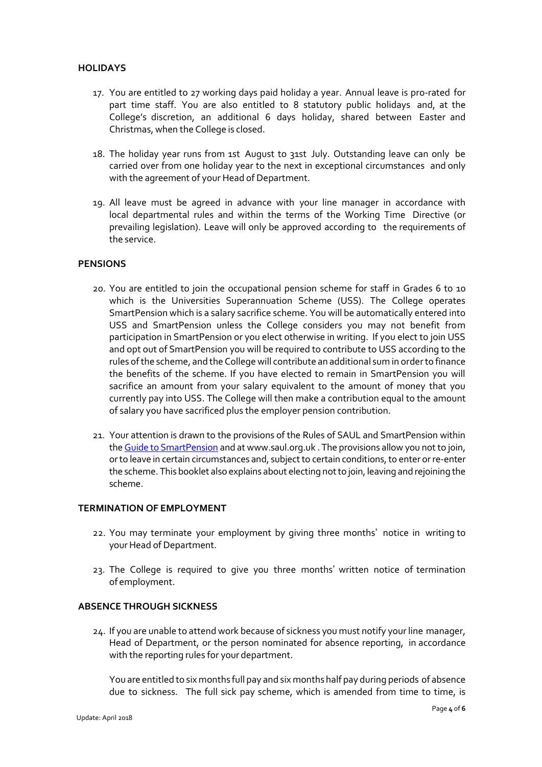## HOLIDAYS

17. You are entitled to 27 working days paid holiday a year. Annual leave is pro-rated for part time staff. You are also entitled to 8 statutory public holidays and, at the College's discretion, an additional 6 days holiday, shared between Easter and Christmas, when the College is closed.

18. The holiday year runs from 1st August to 31st July. Outstanding leave can only be carried over from one holiday year to the next in exceptional circumstances and only with the agreement of your Head of Department.

19. All leave must be agreed in advance with your line manager in accordance with local departmental rules and within the terms of the Working Time Directive (or prevailing legislation). Leave will only be approved according to the requirements of the service.

## PENSIONS

20. You are entitled to join the occupational pension scheme for staff in Grades 6 to 10 which is the Universities Superannuation Scheme (USS). The College operates SmartPension which is a salary sacrifice scheme. You will be automatically entered into USS and SmartPension unless the College considers you may not benefit from participation in SmartPension or you elect otherwise in writing. If you elect to join USS and opt out of SmartPension you will be required to contribute to USS according to the rules of the scheme, and the College will contribute an additional sum in order to finance the benefits of the scheme. If you have elected to remain in SmartPension you will sacrifice an amount from your salary equivalent to the amount of money that you currently pay into USS. The College will then make a contribution equal to the amount of salary you have sacrificed plus the employer pension contribution.

21. Your attention is drawn to the provisions of the Rules of SAUL and SmartPension within the Guide to SmartPension and at www.saul.org.uk . The provisions allow you not to join, or to leave in certain circumstances and, subject to certain conditions, to enter or re-enter the scheme. This booklet also explains about electing not to join, leaving and rejoining the scheme.

## TERMINATION OF EMPLOYMENT

22. You may terminate your employment by giving three months' notice in writing to your Head of Department.

23. The College is required to give you three months' written notice of termination of employment.

## ABSENCE THROUGH SICKNESS

24. If you are unable to attend work because of sickness you must notify your line manager, Head of Department, or the person nominated for absence reporting, in accordance with the reporting rules for your department.

    You are entitled to six months full pay and six months half pay during periods of absence due to sickness. The full sick pay scheme, which is amended from time to time, is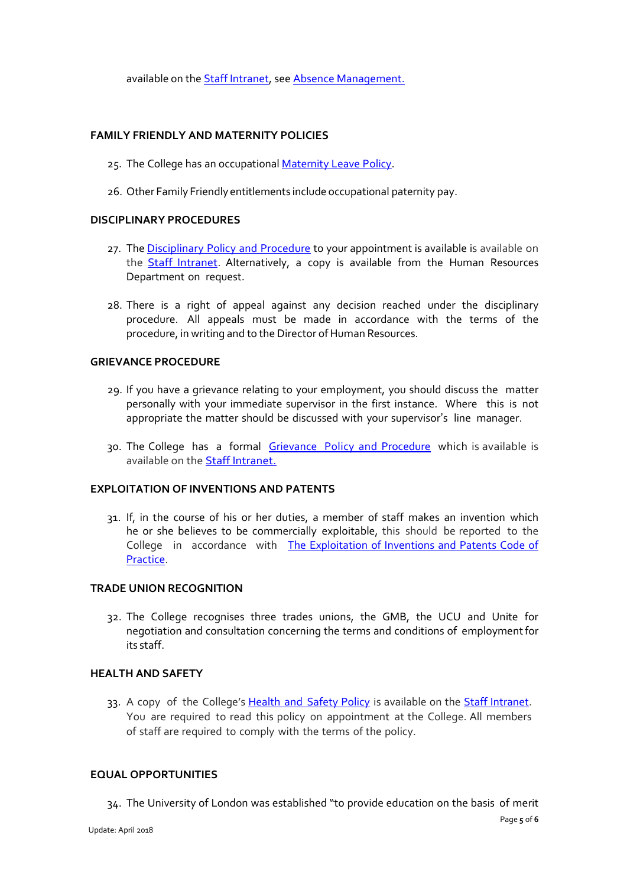available on the Staff Intranet, see Absence Management.

## FAMILY FRIENDLY AND MATERNITY POLICIES

25. The College has an occupational Maternity Leave Policy.

26. Other Family Friendly entitlements include occupational paternity pay.

## DISCIPLINARY PROCEDURES

27. The Disciplinary Policy and Procedure to your appointment is available is available on the Staff Intranet. Alternatively, a copy is available from the Human Resources Department on request.

28. There is a right of appeal against any decision reached under the disciplinary procedure. All appeals must be made in accordance with the terms of the procedure, in writing and to the Director of Human Resources.

## GRIEVANCE PROCEDURE

29. If you have a grievance relating to your employment, you should discuss the matter personally with your immediate supervisor in the first instance. Where this is not appropriate the matter should be discussed with your supervisor's line manager.

30. The College has a formal Grievance Policy and Procedure which is available is available on the Staff Intranet.

## EXPLOITATION OF INVENTIONS AND PATENTS

31. If, in the course of his or her duties, a member of staff makes an invention which he or she believes to be commercially exploitable, this should be reported to the College in accordance with The Exploitation of Inventions and Patents Code of Practice.

## TRADE UNION RECOGNITION

32. The College recognises three trades unions, the GMB, the UCU and Unite for negotiation and consultation concerning the terms and conditions of employment for its staff.

## HEALTH AND SAFETY

33. A copy of the College's Health and Safety Policy is available on the Staff Intranet. You are required to read this policy on appointment at the College. All members of staff are required to comply with the terms of the policy.

## EQUAL OPPORTUNITIES

34. The University of London was established "to provide education on the basis of merit

Update: April 2018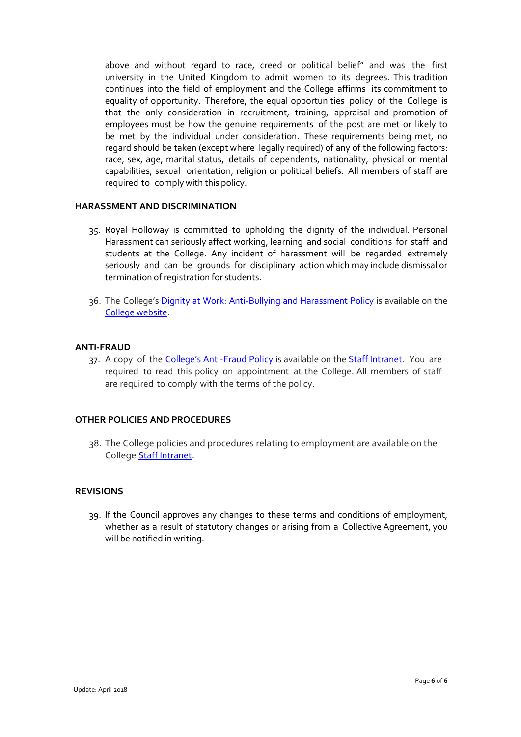above and without regard to race, creed or political belief" and was the first university in the United Kingdom to admit women to its degrees. This tradition continues into the field of employment and the College affirms its commitment to equality of opportunity. Therefore, the equal opportunities policy of the College is that the only consideration in recruitment, training, appraisal and promotion of employees must be how the genuine requirements of the post are met or likely to be met by the individual under consideration. These requirements being met, no regard should be taken (except where legally required) of any of the following factors: race, sex, age, marital status, details of dependents, nationality, physical or mental capabilities, sexual orientation, religion or political beliefs. All members of staff are required to comply with this policy.

**HARASSMENT AND DISCRIMINATION**

35. Royal Holloway is committed to upholding the dignity of the individual. Personal Harassment can seriously affect working, learning and social conditions for staff and students at the College. Any incident of harassment will be regarded extremely seriously and can be grounds for disciplinary action which may include dismissal or termination of registration for students.

36. The College's Dignity at Work: Anti-Bullying and Harassment Policy is available on the College website.

**ANTI-FRAUD**

37. A copy of the College's Anti-Fraud Policy is available on the Staff Intranet. You are required to read this policy on appointment at the College. All members of staff are required to comply with the terms of the policy.

**OTHER POLICIES AND PROCEDURES**

38. The College policies and procedures relating to employment are available on the College Staff Intranet.

**REVISIONS**

39. If the Council approves any changes to these terms and conditions of employment, whether as a result of statutory changes or arising from a Collective Agreement, you will be notified in writing.

Update: April 2018